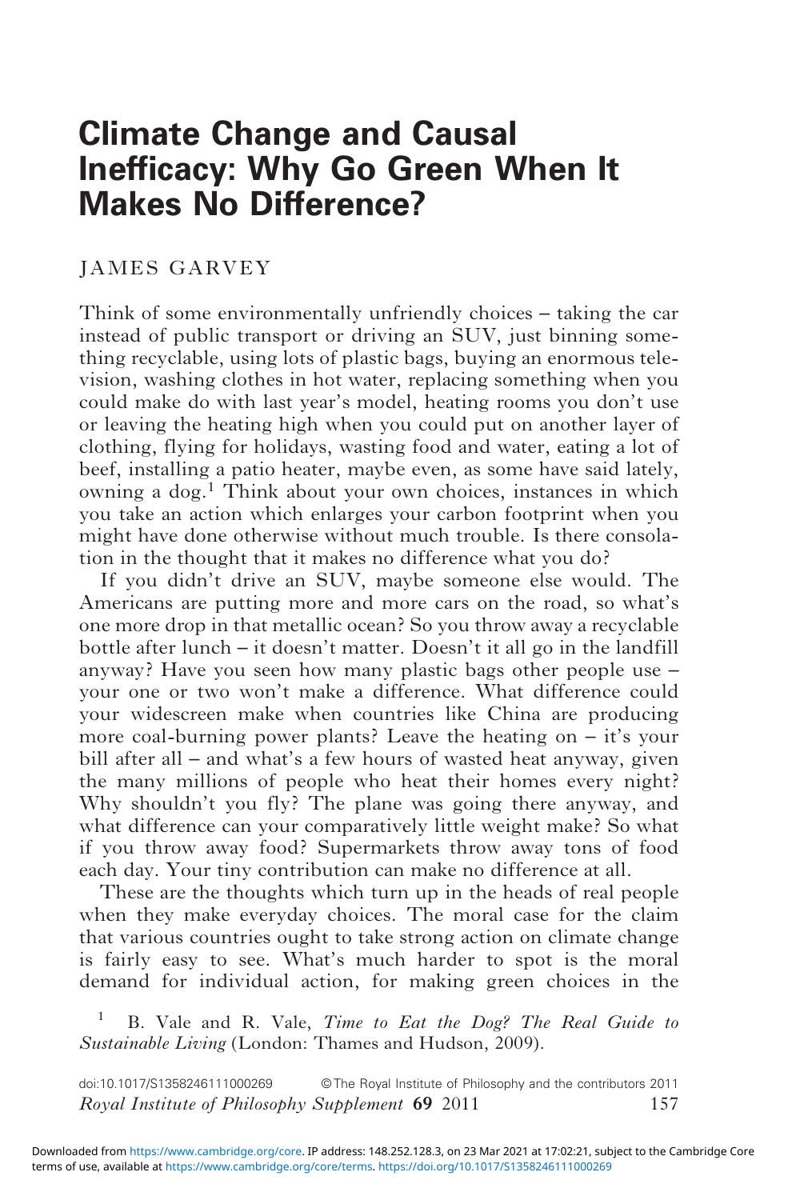# Climate Change and Causal Inefficacy: Why Go Green When It Makes No Difference?

JAMES GARVEY

Think of some environmentally unfriendly choices – taking the car instead of public transport or driving an SUV, just binning something recyclable, using lots of plastic bags, buying an enormous television, washing clothes in hot water, replacing something when you could make do with last year's model, heating rooms you don't use or leaving the heating high when you could put on another layer of clothing, flying for holidays, wasting food and water, eating a lot of beef, installing a patio heater, maybe even, as some have said lately, owning a dog.[1] Think about your own choices, instances in which you take an action which enlarges your carbon footprint when you might have done otherwise without much trouble. Is there consolation in the thought that it makes no difference what you do?

If you didn't drive an SUV, maybe someone else would. The Americans are putting more and more cars on the road, so what's one more drop in that metallic ocean? So you throw away a recyclable bottle after lunch – it doesn't matter. Doesn't it all go in the landfill anyway? Have you seen how many plastic bags other people use – your one or two won't make a difference. What difference could your widescreen make when countries like China are producing more coal-burning power plants? Leave the heating on – it's your bill after all – and what's a few hours of wasted heat anyway, given the many millions of people who heat their homes every night? Why shouldn't you fly? The plane was going there anyway, and what difference can your comparatively little weight make? So what if you throw away food? Supermarkets throw away tons of food each day. Your tiny contribution can make no difference at all.

These are the thoughts which turn up in the heads of real people when they make everyday choices. The moral case for the claim that various countries ought to take strong action on climate change is fairly easy to see. What's much harder to spot is the moral demand for individual action, for making green choices in the

[1] B. Vale and R. Vale, *Time to Eat the Dog? The Real Guide to Sustainable Living* (London: Thames and Hudson, 2009).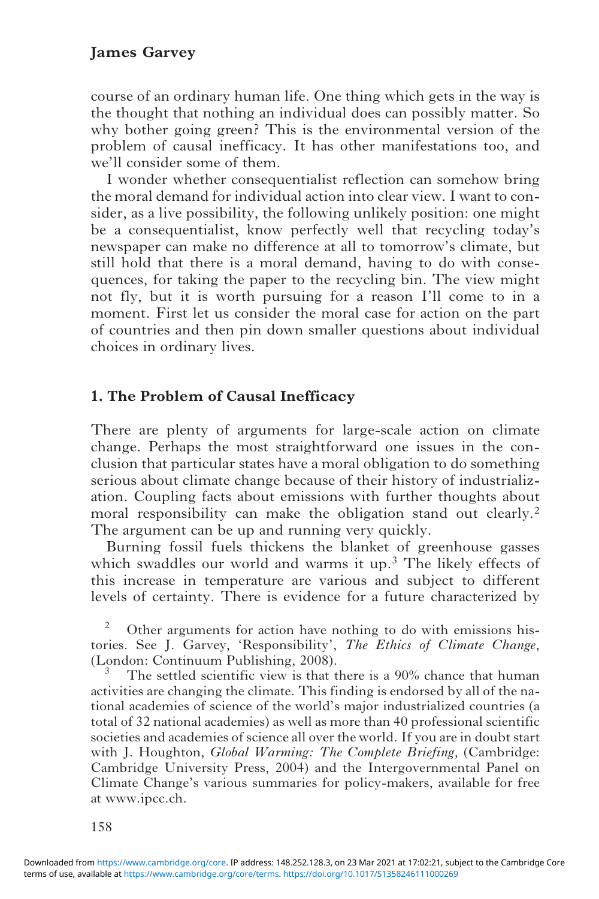course of an ordinary human life. One thing which gets in the way is the thought that nothing an individual does can possibly matter. So why bother going green? This is the environmental version of the problem of causal inefficacy. It has other manifestations too, and we'll consider some of them.

I wonder whether consequentialist reflection can somehow bring the moral demand for individual action into clear view. I want to consider, as a live possibility, the following unlikely position: one might be a consequentialist, know perfectly well that recycling today's newspaper can make no difference at all to tomorrow's climate, but still hold that there is a moral demand, having to do with consequences, for taking the paper to the recycling bin. The view might not fly, but it is worth pursuing for a reason I'll come to in a moment. First let us consider the moral case for action on the part of countries and then pin down smaller questions about individual choices in ordinary lives.

## 1. The Problem of Causal Inefficacy

There are plenty of arguments for large-scale action on climate change. Perhaps the most straightforward one issues in the conclusion that particular states have a moral obligation to do something serious about climate change because of their history of industrialization. Coupling facts about emissions with further thoughts about moral responsibility can make the obligation stand out clearly.[2] The argument can be up and running very quickly.

Burning fossil fuels thickens the blanket of greenhouse gasses which swaddles our world and warms it up.[3] The likely effects of this increase in temperature are various and subject to different levels of certainty. There is evidence for a future characterized by

[2] Other arguments for action have nothing to do with emissions histories. See J. Garvey, 'Responsibility', *The Ethics of Climate Change*, (London: Continuum Publishing, 2008).

[3] The settled scientific view is that there is a 90% chance that human activities are changing the climate. This finding is endorsed by all of the national academies of science of the world's major industrialized countries (a total of 32 national academies) as well as more than 40 professional scientific societies and academies of science all over the world. If you are in doubt start with J. Houghton, *Global Warming: The Complete Briefing*, (Cambridge: Cambridge University Press, 2004) and the Intergovernmental Panel on Climate Change's various summaries for policy-makers, available for free at www.ipcc.ch.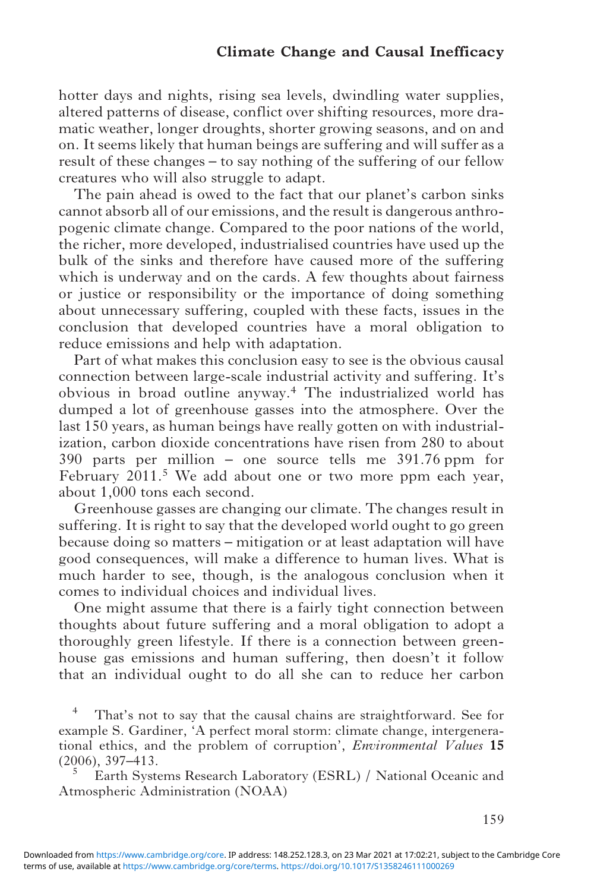hotter days and nights, rising sea levels, dwindling water supplies, altered patterns of disease, conflict over shifting resources, more dramatic weather, longer droughts, shorter growing seasons, and on and on. It seems likely that human beings are suffering and will suffer as a result of these changes – to say nothing of the suffering of our fellow creatures who will also struggle to adapt.

The pain ahead is owed to the fact that our planet's carbon sinks cannot absorb all of our emissions, and the result is dangerous anthropogenic climate change. Compared to the poor nations of the world, the richer, more developed, industrialised countries have used up the bulk of the sinks and therefore have caused more of the suffering which is underway and on the cards. A few thoughts about fairness or justice or responsibility or the importance of doing something about unnecessary suffering, coupled with these facts, issues in the conclusion that developed countries have a moral obligation to reduce emissions and help with adaptation.

Part of what makes this conclusion easy to see is the obvious causal connection between large-scale industrial activity and suffering. It's obvious in broad outline anyway.[4] The industrialized world has dumped a lot of greenhouse gasses into the atmosphere. Over the last 150 years, as human beings have really gotten on with industrialization, carbon dioxide concentrations have risen from 280 to about 390 parts per million – one source tells me 391.76 ppm for February 2011.[5] We add about one or two more ppm each year, about 1,000 tons each second.

Greenhouse gasses are changing our climate. The changes result in suffering. It is right to say that the developed world ought to go green because doing so matters – mitigation or at least adaptation will have good consequences, will make a difference to human lives. What is much harder to see, though, is the analogous conclusion when it comes to individual choices and individual lives.

One might assume that there is a fairly tight connection between thoughts about future suffering and a moral obligation to adopt a thoroughly green lifestyle. If there is a connection between greenhouse gas emissions and human suffering, then doesn't it follow that an individual ought to do all she can to reduce her carbon

---

[4] That's not to say that the causal chains are straightforward. See for example S. Gardiner, 'A perfect moral storm: climate change, intergenerational ethics, and the problem of corruption', *Environmental Values* **15** (2006), 397–413.

[5] Earth Systems Research Laboratory (ESRL) / National Oceanic and Atmospheric Administration (NOAA)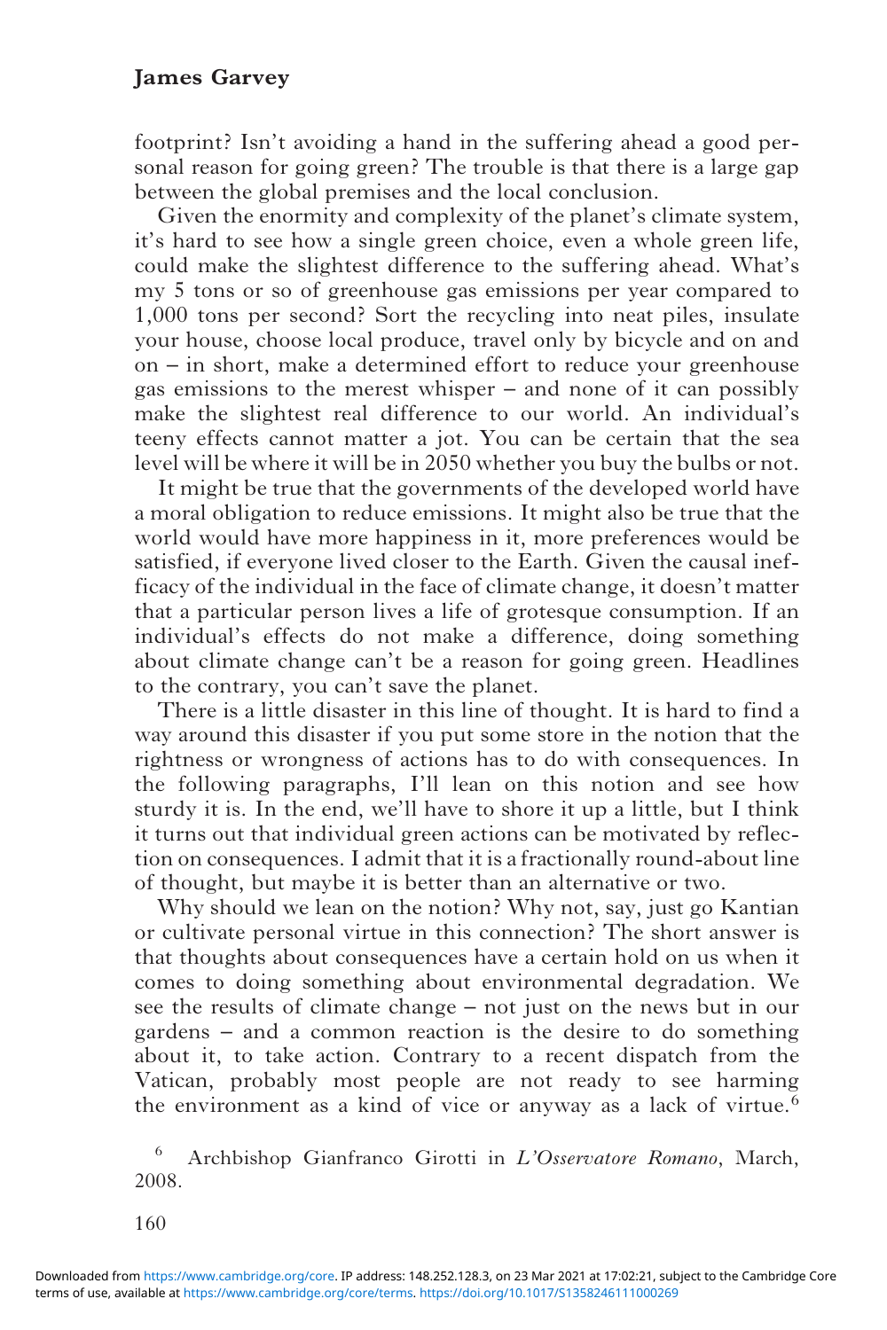footprint? Isn't avoiding a hand in the suffering ahead a good personal reason for going green? The trouble is that there is a large gap between the global premises and the local conclusion.

Given the enormity and complexity of the planet's climate system, it's hard to see how a single green choice, even a whole green life, could make the slightest difference to the suffering ahead. What's my 5 tons or so of greenhouse gas emissions per year compared to 1,000 tons per second? Sort the recycling into neat piles, insulate your house, choose local produce, travel only by bicycle and on and on – in short, make a determined effort to reduce your greenhouse gas emissions to the merest whisper – and none of it can possibly make the slightest real difference to our world. An individual's teeny effects cannot matter a jot. You can be certain that the sea level will be where it will be in 2050 whether you buy the bulbs or not.

It might be true that the governments of the developed world have a moral obligation to reduce emissions. It might also be true that the world would have more happiness in it, more preferences would be satisfied, if everyone lived closer to the Earth. Given the causal inefficacy of the individual in the face of climate change, it doesn't matter that a particular person lives a life of grotesque consumption. If an individual's effects do not make a difference, doing something about climate change can't be a reason for going green. Headlines to the contrary, you can't save the planet.

There is a little disaster in this line of thought. It is hard to find a way around this disaster if you put some store in the notion that the rightness or wrongness of actions has to do with consequences. In the following paragraphs, I'll lean on this notion and see how sturdy it is. In the end, we'll have to shore it up a little, but I think it turns out that individual green actions can be motivated by reflection on consequences. I admit that it is a fractionally round-about line of thought, but maybe it is better than an alternative or two.

Why should we lean on the notion? Why not, say, just go Kantian or cultivate personal virtue in this connection? The short answer is that thoughts about consequences have a certain hold on us when it comes to doing something about environmental degradation. We see the results of climate change – not just on the news but in our gardens – and a common reaction is the desire to do something about it, to take action. Contrary to a recent dispatch from the Vatican, probably most people are not ready to see harming the environment as a kind of vice or anyway as a lack of virtue.[6]

[6] Archbishop Gianfranco Girotti in *L'Osservatore Romano*, March, 2008.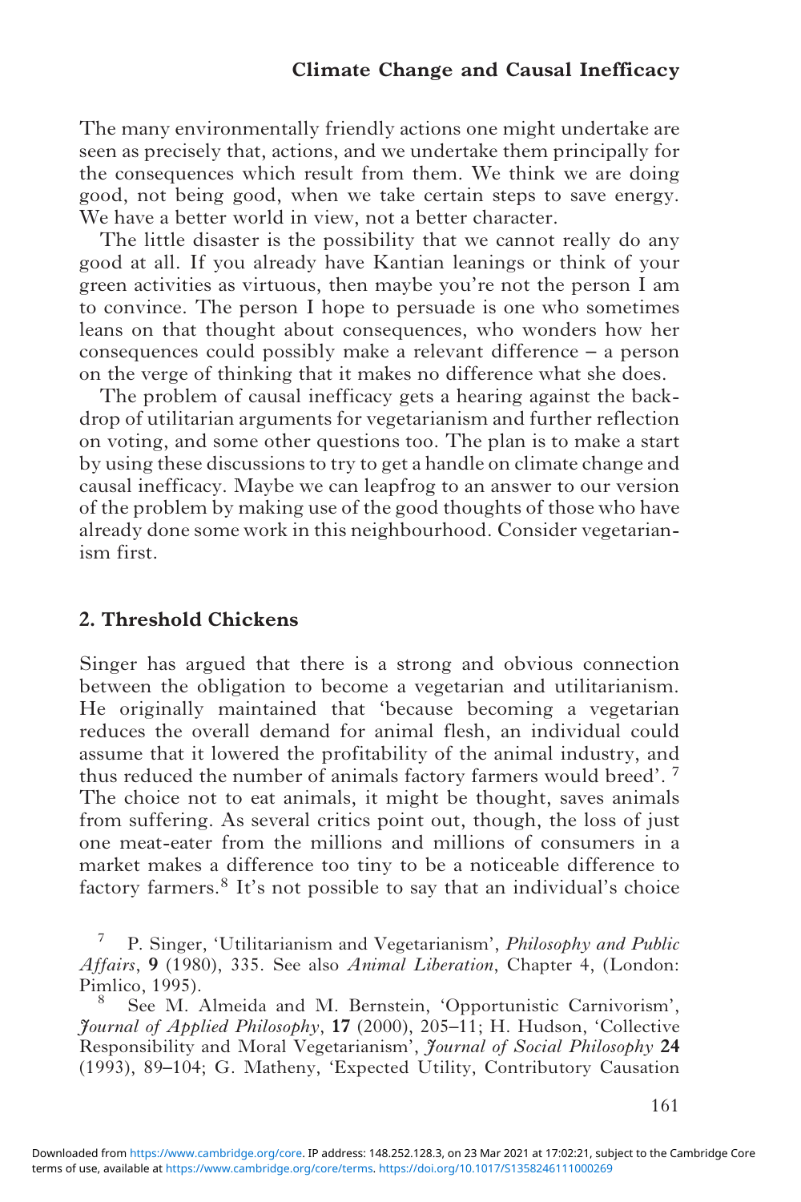The many environmentally friendly actions one might undertake are seen as precisely that, actions, and we undertake them principally for the consequences which result from them. We think we are doing good, not being good, when we take certain steps to save energy. We have a better world in view, not a better character.

The little disaster is the possibility that we cannot really do any good at all. If you already have Kantian leanings or think of your green activities as virtuous, then maybe you're not the person I am to convince. The person I hope to persuade is one who sometimes leans on that thought about consequences, who wonders how her consequences could possibly make a relevant difference – a person on the verge of thinking that it makes no difference what she does.

The problem of causal inefficacy gets a hearing against the backdrop of utilitarian arguments for vegetarianism and further reflection on voting, and some other questions too. The plan is to make a start by using these discussions to try to get a handle on climate change and causal inefficacy. Maybe we can leapfrog to an answer to our version of the problem by making use of the good thoughts of those who have already done some work in this neighbourhood. Consider vegetarianism first.

## 2. Threshold Chickens

Singer has argued that there is a strong and obvious connection between the obligation to become a vegetarian and utilitarianism. He originally maintained that 'because becoming a vegetarian reduces the overall demand for animal flesh, an individual could assume that it lowered the profitability of the animal industry, and thus reduced the number of animals factory farmers would breed'. [7] The choice not to eat animals, it might be thought, saves animals from suffering. As several critics point out, though, the loss of just one meat-eater from the millions and millions of consumers in a market makes a difference too tiny to be a noticeable difference to factory farmers.[8] It's not possible to say that an individual's choice

[7] P. Singer, 'Utilitarianism and Vegetarianism', *Philosophy and Public Affairs*, **9** (1980), 335. See also *Animal Liberation*, Chapter 4, (London: Pimlico, 1995).

[8] See M. Almeida and M. Bernstein, 'Opportunistic Carnivorism', *Journal of Applied Philosophy*, **17** (2000), 205–11; H. Hudson, 'Collective Responsibility and Moral Vegetarianism', *Journal of Social Philosophy* **24** (1993), 89–104; G. Matheny, 'Expected Utility, Contributory Causation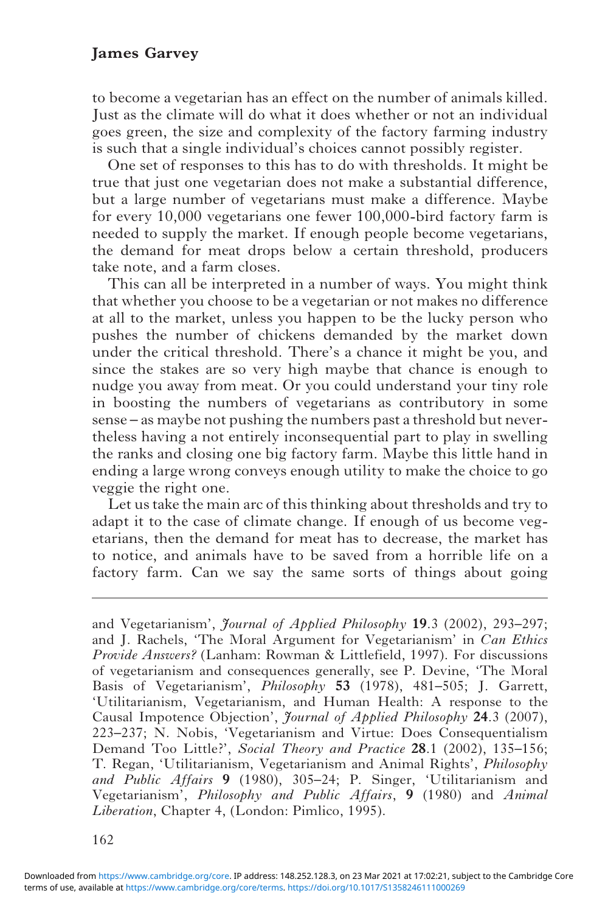to become a vegetarian has an effect on the number of animals killed. Just as the climate will do what it does whether or not an individual goes green, the size and complexity of the factory farming industry is such that a single individual's choices cannot possibly register.

One set of responses to this has to do with thresholds. It might be true that just one vegetarian does not make a substantial difference, but a large number of vegetarians must make a difference. Maybe for every 10,000 vegetarians one fewer 100,000-bird factory farm is needed to supply the market. If enough people become vegetarians, the demand for meat drops below a certain threshold, producers take note, and a farm closes.

This can all be interpreted in a number of ways. You might think that whether you choose to be a vegetarian or not makes no difference at all to the market, unless you happen to be the lucky person who pushes the number of chickens demanded by the market down under the critical threshold. There's a chance it might be you, and since the stakes are so very high maybe that chance is enough to nudge you away from meat. Or you could understand your tiny role in boosting the numbers of vegetarians as contributory in some sense – as maybe not pushing the numbers past a threshold but nevertheless having a not entirely inconsequential part to play in swelling the ranks and closing one big factory farm. Maybe this little hand in ending a large wrong conveys enough utility to make the choice to go veggie the right one.

Let us take the main arc of this thinking about thresholds and try to adapt it to the case of climate change. If enough of us become vegetarians, then the demand for meat has to decrease, the market has to notice, and animals have to be saved from a horrible life on a factory farm. Can we say the same sorts of things about going

---

and Vegetarianism', *Journal of Applied Philosophy* **19**.3 (2002), 293–297; and J. Rachels, 'The Moral Argument for Vegetarianism' in *Can Ethics Provide Answers?* (Lanham: Rowman & Littlefield, 1997). For discussions of vegetarianism and consequences generally, see P. Devine, 'The Moral Basis of Vegetarianism', *Philosophy* **53** (1978), 481–505; J. Garrett, 'Utilitarianism, Vegetarianism, and Human Health: A response to the Causal Impotence Objection', *Journal of Applied Philosophy* **24**.3 (2007), 223–237; N. Nobis, 'Vegetarianism and Virtue: Does Consequentialism Demand Too Little?', *Social Theory and Practice* **28**.1 (2002), 135–156; T. Regan, 'Utilitarianism, Vegetarianism and Animal Rights', *Philosophy and Public Affairs* **9** (1980), 305–24; P. Singer, 'Utilitarianism and Vegetarianism', *Philosophy and Public Affairs*, **9** (1980) and *Animal Liberation*, Chapter 4, (London: Pimlico, 1995).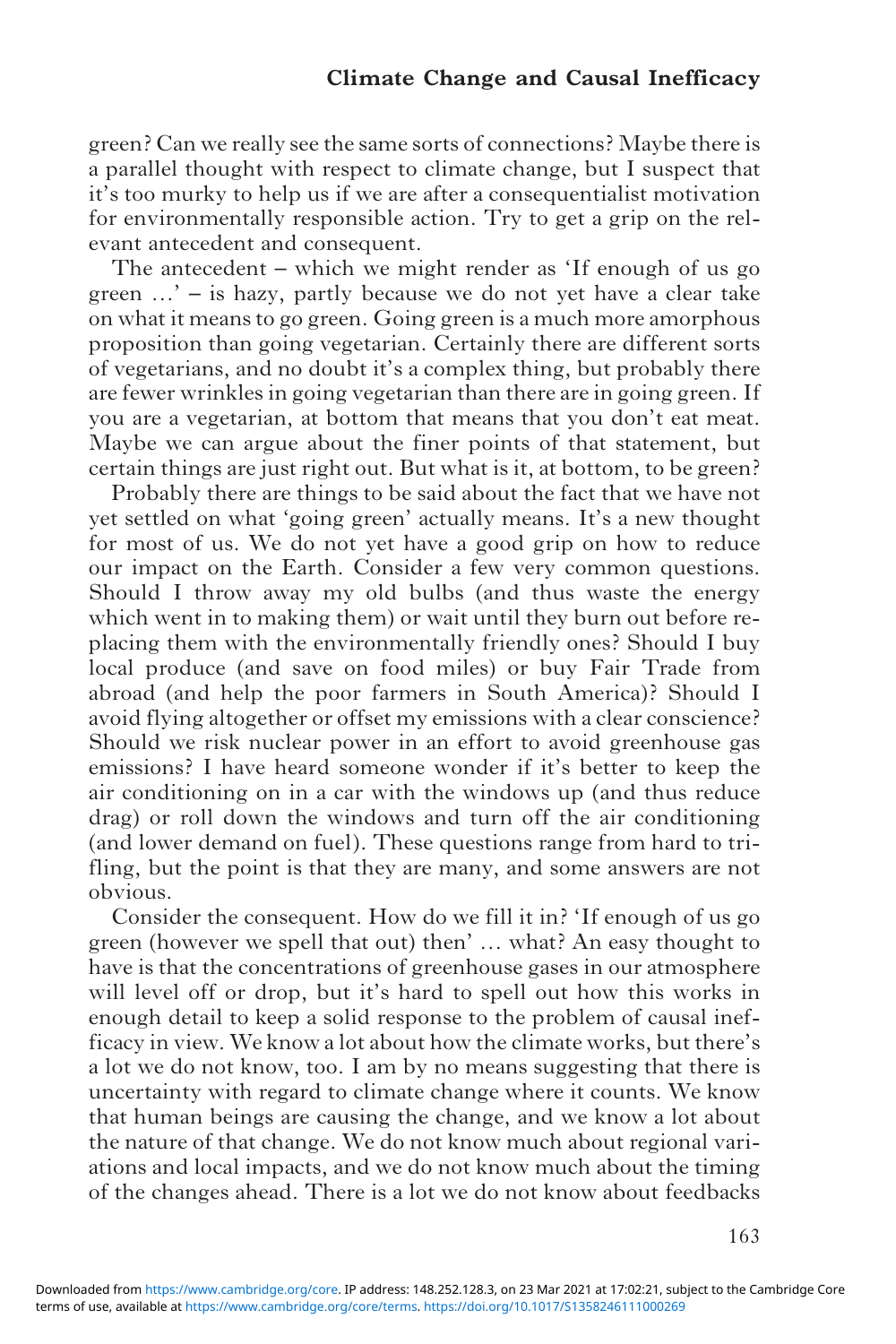green? Can we really see the same sorts of connections? Maybe there is a parallel thought with respect to climate change, but I suspect that it's too murky to help us if we are after a consequentialist motivation for environmentally responsible action. Try to get a grip on the relevant antecedent and consequent.

The antecedent – which we might render as 'If enough of us go green …' – is hazy, partly because we do not yet have a clear take on what it means to go green. Going green is a much more amorphous proposition than going vegetarian. Certainly there are different sorts of vegetarians, and no doubt it's a complex thing, but probably there are fewer wrinkles in going vegetarian than there are in going green. If you are a vegetarian, at bottom that means that you don't eat meat. Maybe we can argue about the finer points of that statement, but certain things are just right out. But what is it, at bottom, to be green?

Probably there are things to be said about the fact that we have not yet settled on what 'going green' actually means. It's a new thought for most of us. We do not yet have a good grip on how to reduce our impact on the Earth. Consider a few very common questions. Should I throw away my old bulbs (and thus waste the energy which went in to making them) or wait until they burn out before replacing them with the environmentally friendly ones? Should I buy local produce (and save on food miles) or buy Fair Trade from abroad (and help the poor farmers in South America)? Should I avoid flying altogether or offset my emissions with a clear conscience? Should we risk nuclear power in an effort to avoid greenhouse gas emissions? I have heard someone wonder if it's better to keep the air conditioning on in a car with the windows up (and thus reduce drag) or roll down the windows and turn off the air conditioning (and lower demand on fuel). These questions range from hard to trifling, but the point is that they are many, and some answers are not obvious.

Consider the consequent. How do we fill it in? 'If enough of us go green (however we spell that out) then' … what? An easy thought to have is that the concentrations of greenhouse gases in our atmosphere will level off or drop, but it's hard to spell out how this works in enough detail to keep a solid response to the problem of causal inefficacy in view. We know a lot about how the climate works, but there's a lot we do not know, too. I am by no means suggesting that there is uncertainty with regard to climate change where it counts. We know that human beings are causing the change, and we know a lot about the nature of that change. We do not know much about regional variations and local impacts, and we do not know much about the timing of the changes ahead. There is a lot we do not know about feedbacks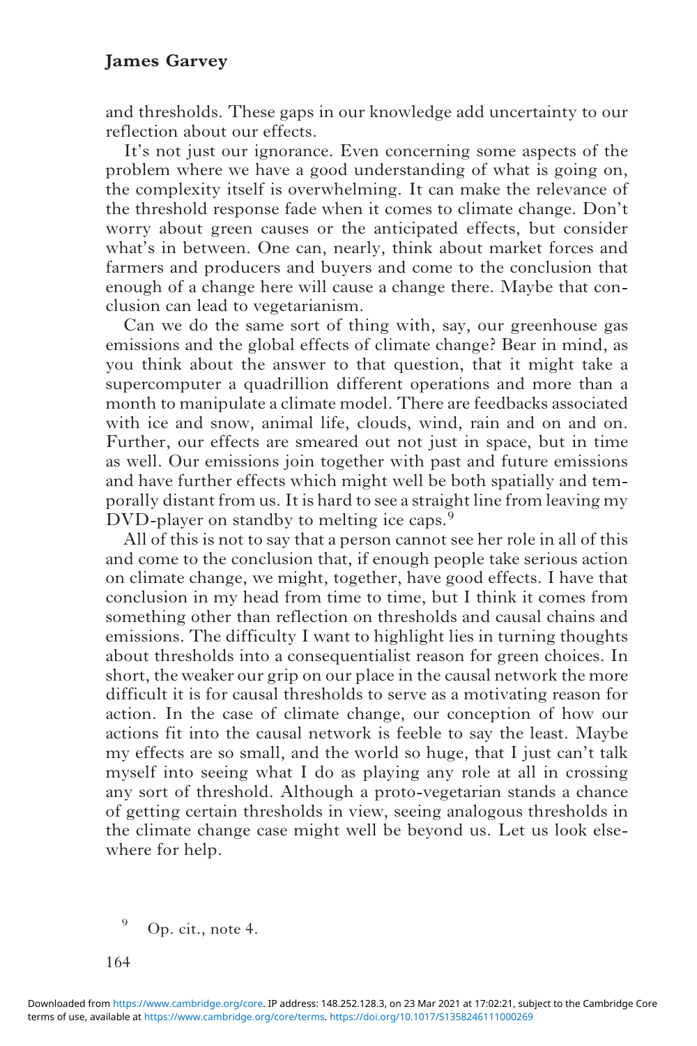and thresholds. These gaps in our knowledge add uncertainty to our reflection about our effects.

It's not just our ignorance. Even concerning some aspects of the problem where we have a good understanding of what is going on, the complexity itself is overwhelming. It can make the relevance of the threshold response fade when it comes to climate change. Don't worry about green causes or the anticipated effects, but consider what's in between. One can, nearly, think about market forces and farmers and producers and buyers and come to the conclusion that enough of a change here will cause a change there. Maybe that conclusion can lead to vegetarianism.

Can we do the same sort of thing with, say, our greenhouse gas emissions and the global effects of climate change? Bear in mind, as you think about the answer to that question, that it might take a supercomputer a quadrillion different operations and more than a month to manipulate a climate model. There are feedbacks associated with ice and snow, animal life, clouds, wind, rain and on and on. Further, our effects are smeared out not just in space, but in time as well. Our emissions join together with past and future emissions and have further effects which might well be both spatially and temporally distant from us. It is hard to see a straight line from leaving my DVD-player on standby to melting ice caps.[9]

All of this is not to say that a person cannot see her role in all of this and come to the conclusion that, if enough people take serious action on climate change, we might, together, have good effects. I have that conclusion in my head from time to time, but I think it comes from something other than reflection on thresholds and causal chains and emissions. The difficulty I want to highlight lies in turning thoughts about thresholds into a consequentialist reason for green choices. In short, the weaker our grip on our place in the causal network the more difficult it is for causal thresholds to serve as a motivating reason for action. In the case of climate change, our conception of how our actions fit into the causal network is feeble to say the least. Maybe my effects are so small, and the world so huge, that I just can't talk myself into seeing what I do as playing any role at all in crossing any sort of threshold. Although a proto-vegetarian stands a chance of getting certain thresholds in view, seeing analogous thresholds in the climate change case might well be beyond us. Let us look elsewhere for help.

[9] Op. cit., note 4.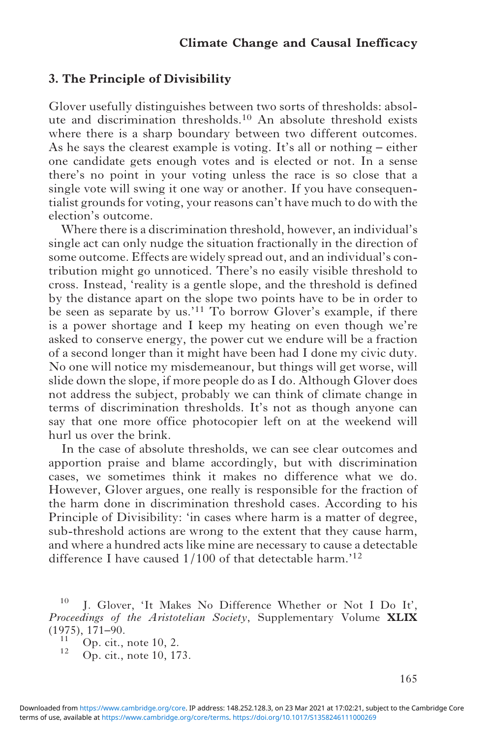## 3. The Principle of Divisibility

Glover usefully distinguishes between two sorts of thresholds: absolute and discrimination thresholds.[10] An absolute threshold exists where there is a sharp boundary between two different outcomes. As he says the clearest example is voting. It's all or nothing – either one candidate gets enough votes and is elected or not. In a sense there's no point in your voting unless the race is so close that a single vote will swing it one way or another. If you have consequentialist grounds for voting, your reasons can't have much to do with the election's outcome.

Where there is a discrimination threshold, however, an individual's single act can only nudge the situation fractionally in the direction of some outcome. Effects are widely spread out, and an individual's contribution might go unnoticed. There's no easily visible threshold to cross. Instead, 'reality is a gentle slope, and the threshold is defined by the distance apart on the slope two points have to be in order to be seen as separate by us.'[11] To borrow Glover's example, if there is a power shortage and I keep my heating on even though we're asked to conserve energy, the power cut we endure will be a fraction of a second longer than it might have been had I done my civic duty. No one will notice my misdemeanour, but things will get worse, will slide down the slope, if more people do as I do. Although Glover does not address the subject, probably we can think of climate change in terms of discrimination thresholds. It's not as though anyone can say that one more office photocopier left on at the weekend will hurl us over the brink.

In the case of absolute thresholds, we can see clear outcomes and apportion praise and blame accordingly, but with discrimination cases, we sometimes think it makes no difference what we do. However, Glover argues, one really is responsible for the fraction of the harm done in discrimination threshold cases. According to his Principle of Divisibility: 'in cases where harm is a matter of degree, sub-threshold actions are wrong to the extent that they cause harm, and where a hundred acts like mine are necessary to cause a detectable difference I have caused 1/100 of that detectable harm.'[12]

[10] J. Glover, 'It Makes No Difference Whether or Not I Do It', *Proceedings of the Aristotelian Society*, Supplementary Volume **XLIX** (1975), 171–90.

[11] Op. cit., note 10, 2.

[12] Op. cit., note 10, 173.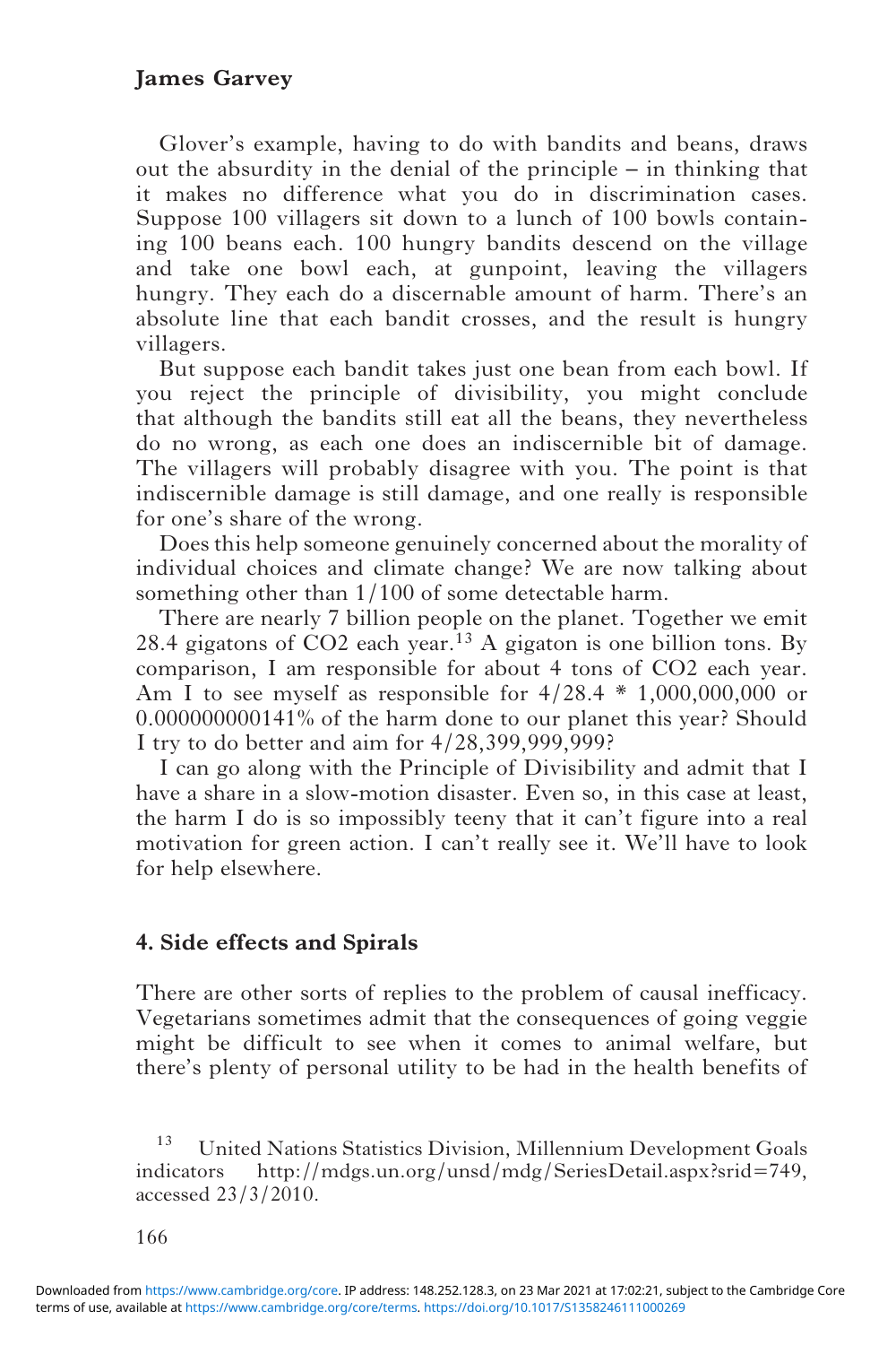Glover's example, having to do with bandits and beans, draws out the absurdity in the denial of the principle – in thinking that it makes no difference what you do in discrimination cases. Suppose 100 villagers sit down to a lunch of 100 bowls containing 100 beans each. 100 hungry bandits descend on the village and take one bowl each, at gunpoint, leaving the villagers hungry. They each do a discernable amount of harm. There's an absolute line that each bandit crosses, and the result is hungry villagers.

But suppose each bandit takes just one bean from each bowl. If you reject the principle of divisibility, you might conclude that although the bandits still eat all the beans, they nevertheless do no wrong, as each one does an indiscernible bit of damage. The villagers will probably disagree with you. The point is that indiscernible damage is still damage, and one really is responsible for one's share of the wrong.

Does this help someone genuinely concerned about the morality of individual choices and climate change? We are now talking about something other than 1/100 of some detectable harm.

There are nearly 7 billion people on the planet. Together we emit 28.4 gigatons of $CO_2$ each year.[13] A gigaton is one billion tons. By comparison, I am responsible for about 4 tons of $CO_2$ each year. Am I to see myself as responsible for 4/28.4 * 1,000,000,000 or 0.000000000141% of the harm done to our planet this year? Should I try to do better and aim for 4/28,399,999,999?

I can go along with the Principle of Divisibility and admit that I have a share in a slow-motion disaster. Even so, in this case at least, the harm I do is so impossibly teeny that it can't figure into a real motivation for green action. I can't really see it. We'll have to look for help elsewhere.

## 4. Side effects and Spirals

There are other sorts of replies to the problem of causal inefficacy. Vegetarians sometimes admit that the consequences of going veggie might be difficult to see when it comes to animal welfare, but there's plenty of personal utility to be had in the health benefits of

[13] United Nations Statistics Division, Millennium Development Goals indicators http://mdgs.un.org/unsd/mdg/SeriesDetail.aspx?srid=749, accessed 23/3/2010.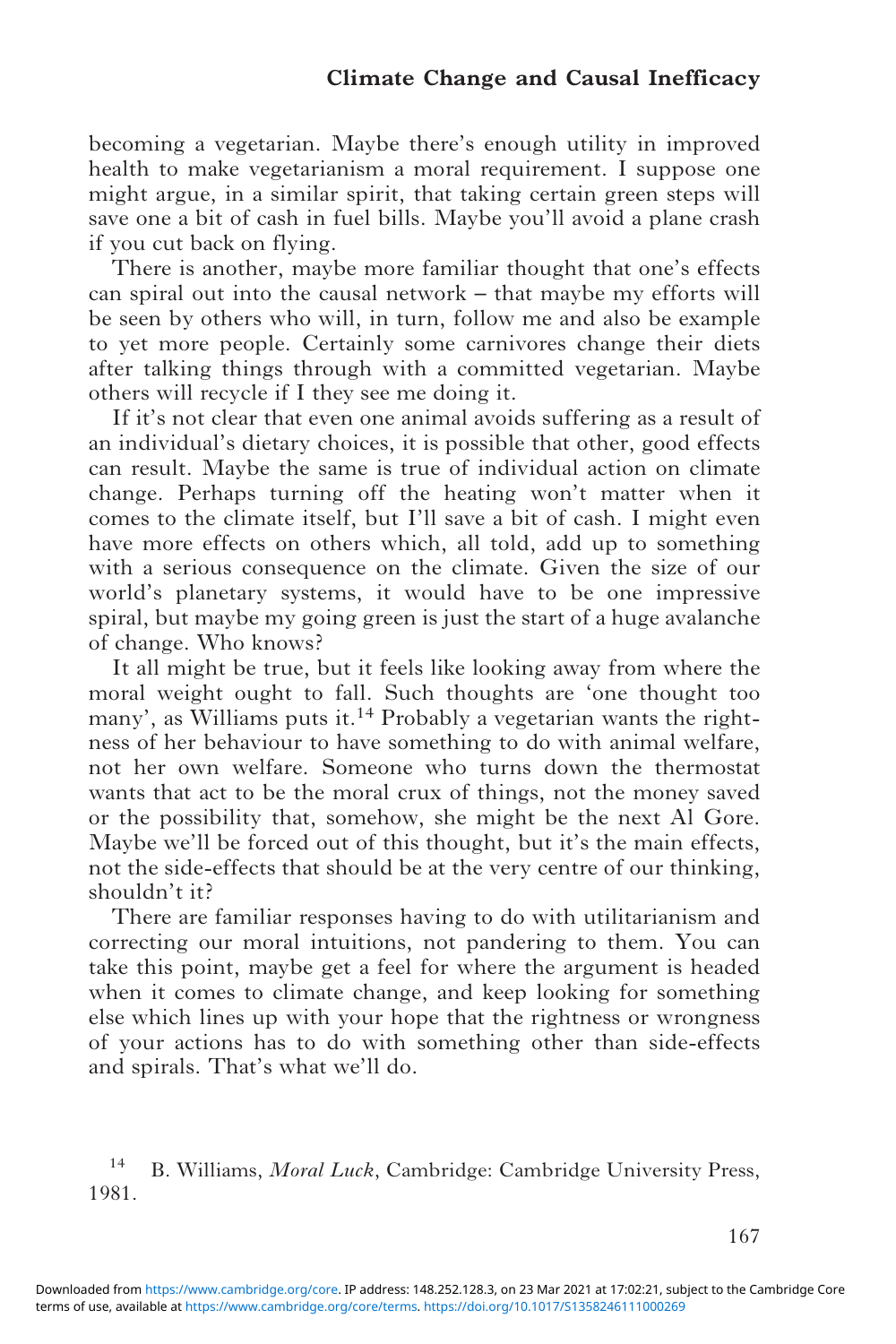becoming a vegetarian. Maybe there's enough utility in improved health to make vegetarianism a moral requirement. I suppose one might argue, in a similar spirit, that taking certain green steps will save one a bit of cash in fuel bills. Maybe you'll avoid a plane crash if you cut back on flying.

There is another, maybe more familiar thought that one's effects can spiral out into the causal network – that maybe my efforts will be seen by others who will, in turn, follow me and also be example to yet more people. Certainly some carnivores change their diets after talking things through with a committed vegetarian. Maybe others will recycle if I they see me doing it.

If it's not clear that even one animal avoids suffering as a result of an individual's dietary choices, it is possible that other, good effects can result. Maybe the same is true of individual action on climate change. Perhaps turning off the heating won't matter when it comes to the climate itself, but I'll save a bit of cash. I might even have more effects on others which, all told, add up to something with a serious consequence on the climate. Given the size of our world's planetary systems, it would have to be one impressive spiral, but maybe my going green is just the start of a huge avalanche of change. Who knows?

It all might be true, but it feels like looking away from where the moral weight ought to fall. Such thoughts are 'one thought too many', as Williams puts it.[14] Probably a vegetarian wants the rightness of her behaviour to have something to do with animal welfare, not her own welfare. Someone who turns down the thermostat wants that act to be the moral crux of things, not the money saved or the possibility that, somehow, she might be the next Al Gore. Maybe we'll be forced out of this thought, but it's the main effects, not the side-effects that should be at the very centre of our thinking, shouldn't it?

There are familiar responses having to do with utilitarianism and correcting our moral intuitions, not pandering to them. You can take this point, maybe get a feel for where the argument is headed when it comes to climate change, and keep looking for something else which lines up with your hope that the rightness or wrongness of your actions has to do with something other than side-effects and spirals. That's what we'll do.

[14] B. Williams, *Moral Luck*, Cambridge: Cambridge University Press, 1981.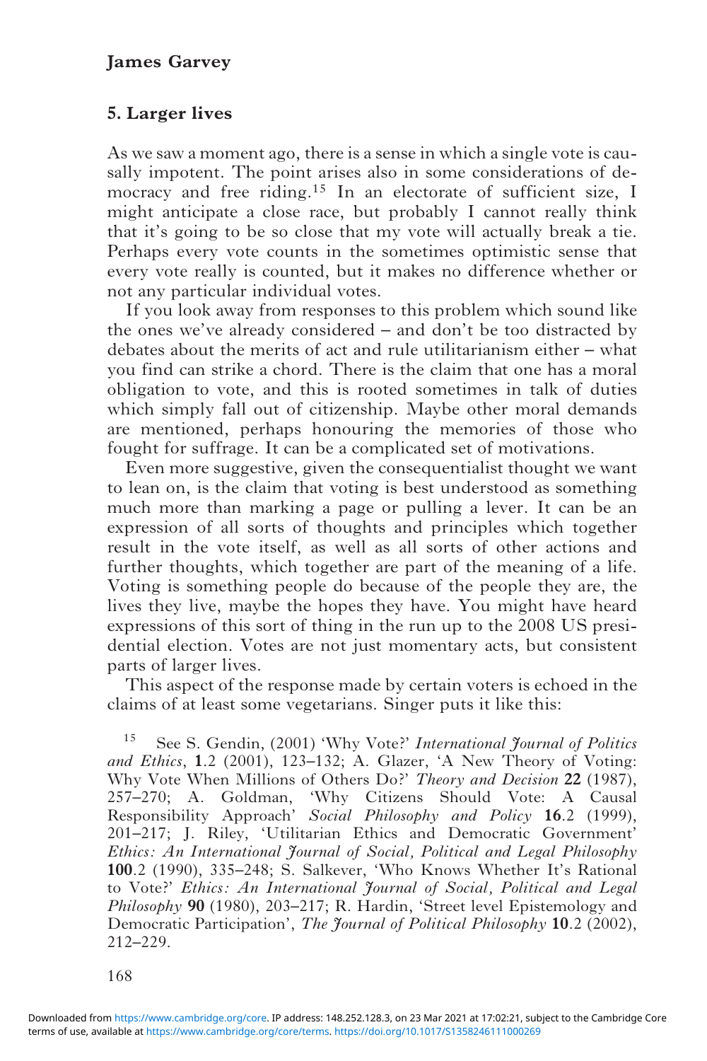## 5. Larger lives

As we saw a moment ago, there is a sense in which a single vote is causally impotent. The point arises also in some considerations of democracy and free riding.[15] In an electorate of sufficient size, I might anticipate a close race, but probably I cannot really think that it's going to be so close that my vote will actually break a tie. Perhaps every vote counts in the sometimes optimistic sense that every vote really is counted, but it makes no difference whether or not any particular individual votes.

If you look away from responses to this problem which sound like the ones we've already considered – and don't be too distracted by debates about the merits of act and rule utilitarianism either – what you find can strike a chord. There is the claim that one has a moral obligation to vote, and this is rooted sometimes in talk of duties which simply fall out of citizenship. Maybe other moral demands are mentioned, perhaps honouring the memories of those who fought for suffrage. It can be a complicated set of motivations.

Even more suggestive, given the consequentialist thought we want to lean on, is the claim that voting is best understood as something much more than marking a page or pulling a lever. It can be an expression of all sorts of thoughts and principles which together result in the vote itself, as well as all sorts of other actions and further thoughts, which together are part of the meaning of a life. Voting is something people do because of the people they are, the lives they live, maybe the hopes they have. You might have heard expressions of this sort of thing in the run up to the 2008 US presidential election. Votes are not just momentary acts, but consistent parts of larger lives.

This aspect of the response made by certain voters is echoed in the claims of at least some vegetarians. Singer puts it like this:

[15] See S. Gendin, (2001) 'Why Vote?' *International Journal of Politics and Ethics*, **1**.2 (2001), 123–132; A. Glazer, 'A New Theory of Voting: Why Vote When Millions of Others Do?' *Theory and Decision* **22** (1987), 257–270; A. Goldman, 'Why Citizens Should Vote: A Causal Responsibility Approach' *Social Philosophy and Policy* **16**.2 (1999), 201–217; J. Riley, 'Utilitarian Ethics and Democratic Government' *Ethics: An International Journal of Social, Political and Legal Philosophy* **100**.2 (1990), 335–248; S. Salkever, 'Who Knows Whether It's Rational to Vote?' *Ethics: An International Journal of Social, Political and Legal Philosophy* **90** (1980), 203–217; R. Hardin, 'Street level Epistemology and Democratic Participation', *The Journal of Political Philosophy* **10**.2 (2002), 212–229.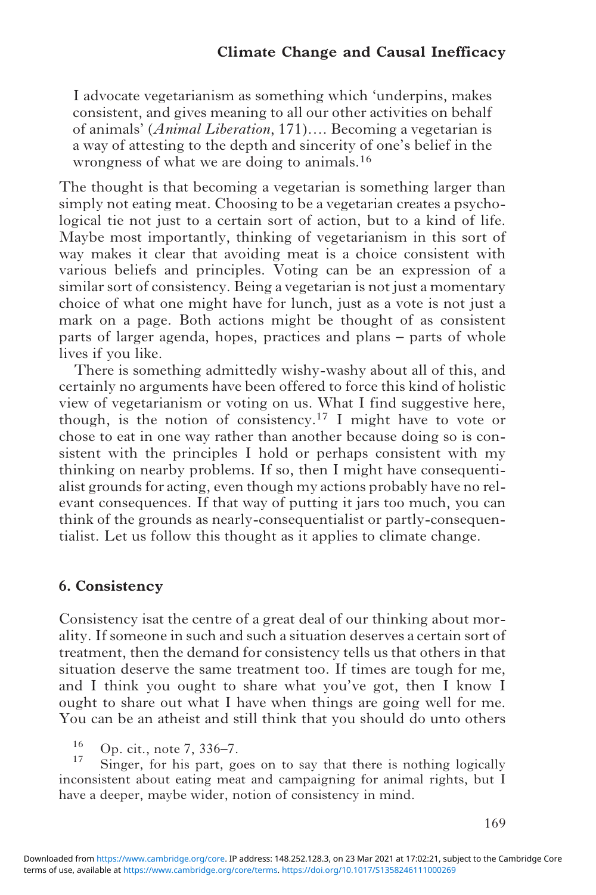> I advocate vegetarianism as something which 'underpins, makes consistent, and gives meaning to all our other activities on behalf of animals' (*Animal Liberation*, 171).… Becoming a vegetarian is a way of attesting to the depth and sincerity of one's belief in the wrongness of what we are doing to animals.[16]

The thought is that becoming a vegetarian is something larger than simply not eating meat. Choosing to be a vegetarian creates a psychological tie not just to a certain sort of action, but to a kind of life. Maybe most importantly, thinking of vegetarianism in this sort of way makes it clear that avoiding meat is a choice consistent with various beliefs and principles. Voting can be an expression of a similar sort of consistency. Being a vegetarian is not just a momentary choice of what one might have for lunch, just as a vote is not just a mark on a page. Both actions might be thought of as consistent parts of larger agenda, hopes, practices and plans – parts of whole lives if you like.

There is something admittedly wishy-washy about all of this, and certainly no arguments have been offered to force this kind of holistic view of vegetarianism or voting on us. What I find suggestive here, though, is the notion of consistency.[17] I might have to vote or chose to eat in one way rather than another because doing so is consistent with the principles I hold or perhaps consistent with my thinking on nearby problems. If so, then I might have consequentialist grounds for acting, even though my actions probably have no relevant consequences. If that way of putting it jars too much, you can think of the grounds as nearly-consequentialist or partly-consequentialist. Let us follow this thought as it applies to climate change.

## 6. Consistency

Consistency isat the centre of a great deal of our thinking about morality. If someone in such and such a situation deserves a certain sort of treatment, then the demand for consistency tells us that others in that situation deserve the same treatment too. If times are tough for me, and I think you ought to share what you've got, then I know I ought to share out what I have when things are going well for me. You can be an atheist and still think that you should do unto others

[16] Op. cit., note 7, 336–7.

[17] Singer, for his part, goes on to say that there is nothing logically inconsistent about eating meat and campaigning for animal rights, but I have a deeper, maybe wider, notion of consistency in mind.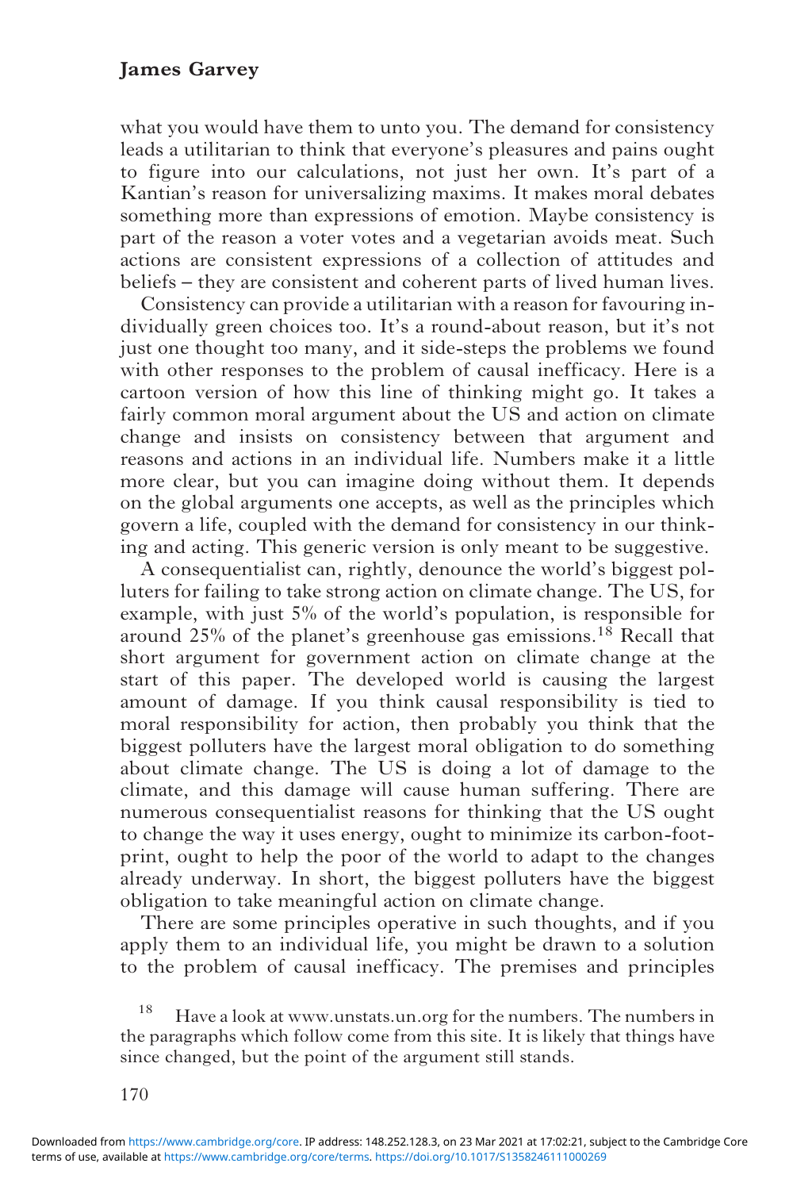what you would have them to unto you. The demand for consistency leads a utilitarian to think that everyone's pleasures and pains ought to figure into our calculations, not just her own. It's part of a Kantian's reason for universalizing maxims. It makes moral debates something more than expressions of emotion. Maybe consistency is part of the reason a voter votes and a vegetarian avoids meat. Such actions are consistent expressions of a collection of attitudes and beliefs – they are consistent and coherent parts of lived human lives.

Consistency can provide a utilitarian with a reason for favouring individually green choices too. It's a round-about reason, but it's not just one thought too many, and it side-steps the problems we found with other responses to the problem of causal inefficacy. Here is a cartoon version of how this line of thinking might go. It takes a fairly common moral argument about the US and action on climate change and insists on consistency between that argument and reasons and actions in an individual life. Numbers make it a little more clear, but you can imagine doing without them. It depends on the global arguments one accepts, as well as the principles which govern a life, coupled with the demand for consistency in our thinking and acting. This generic version is only meant to be suggestive.

A consequentialist can, rightly, denounce the world's biggest polluters for failing to take strong action on climate change. The US, for example, with just 5% of the world's population, is responsible for around 25% of the planet's greenhouse gas emissions.[18] Recall that short argument for government action on climate change at the start of this paper. The developed world is causing the largest amount of damage. If you think causal responsibility is tied to moral responsibility for action, then probably you think that the biggest polluters have the largest moral obligation to do something about climate change. The US is doing a lot of damage to the climate, and this damage will cause human suffering. There are numerous consequentialist reasons for thinking that the US ought to change the way it uses energy, ought to minimize its carbon-footprint, ought to help the poor of the world to adapt to the changes already underway. In short, the biggest polluters have the biggest obligation to take meaningful action on climate change.

There are some principles operative in such thoughts, and if you apply them to an individual life, you might be drawn to a solution to the problem of causal inefficacy. The premises and principles

[18] Have a look at www.unstats.un.org for the numbers. The numbers in the paragraphs which follow come from this site. It is likely that things have since changed, but the point of the argument still stands.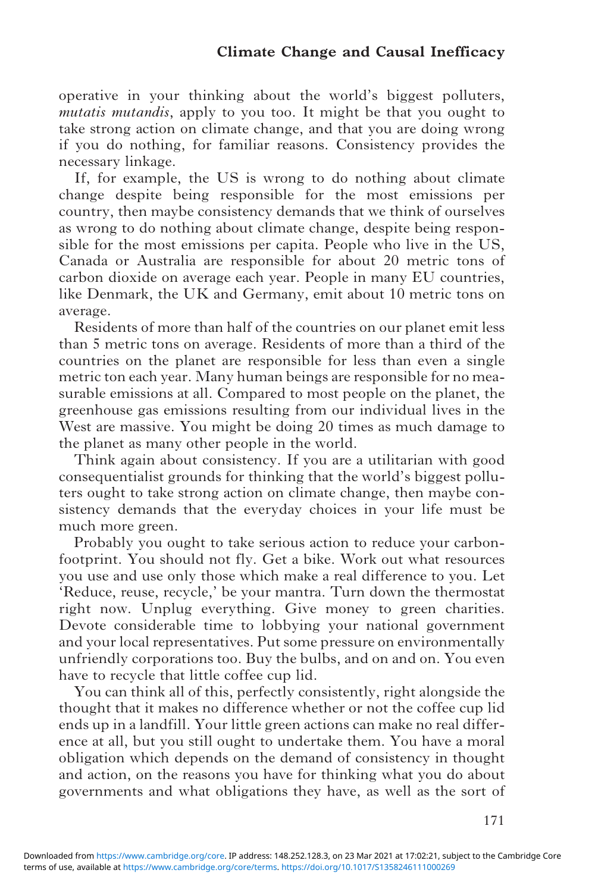operative in your thinking about the world's biggest polluters, *mutatis mutandis*, apply to you too. It might be that you ought to take strong action on climate change, and that you are doing wrong if you do nothing, for familiar reasons. Consistency provides the necessary linkage.

If, for example, the US is wrong to do nothing about climate change despite being responsible for the most emissions per country, then maybe consistency demands that we think of ourselves as wrong to do nothing about climate change, despite being responsible for the most emissions per capita. People who live in the US, Canada or Australia are responsible for about 20 metric tons of carbon dioxide on average each year. People in many EU countries, like Denmark, the UK and Germany, emit about 10 metric tons on average.

Residents of more than half of the countries on our planet emit less than 5 metric tons on average. Residents of more than a third of the countries on the planet are responsible for less than even a single metric ton each year. Many human beings are responsible for no measurable emissions at all. Compared to most people on the planet, the greenhouse gas emissions resulting from our individual lives in the West are massive. You might be doing 20 times as much damage to the planet as many other people in the world.

Think again about consistency. If you are a utilitarian with good consequentialist grounds for thinking that the world's biggest polluters ought to take strong action on climate change, then maybe consistency demands that the everyday choices in your life must be much more green.

Probably you ought to take serious action to reduce your carbon-footprint. You should not fly. Get a bike. Work out what resources you use and use only those which make a real difference to you. Let 'Reduce, reuse, recycle,' be your mantra. Turn down the thermostat right now. Unplug everything. Give money to green charities. Devote considerable time to lobbying your national government and your local representatives. Put some pressure on environmentally unfriendly corporations too. Buy the bulbs, and on and on. You even have to recycle that little coffee cup lid.

You can think all of this, perfectly consistently, right alongside the thought that it makes no difference whether or not the coffee cup lid ends up in a landfill. Your little green actions can make no real difference at all, but you still ought to undertake them. You have a moral obligation which depends on the demand of consistency in thought and action, on the reasons you have for thinking what you do about governments and what obligations they have, as well as the sort of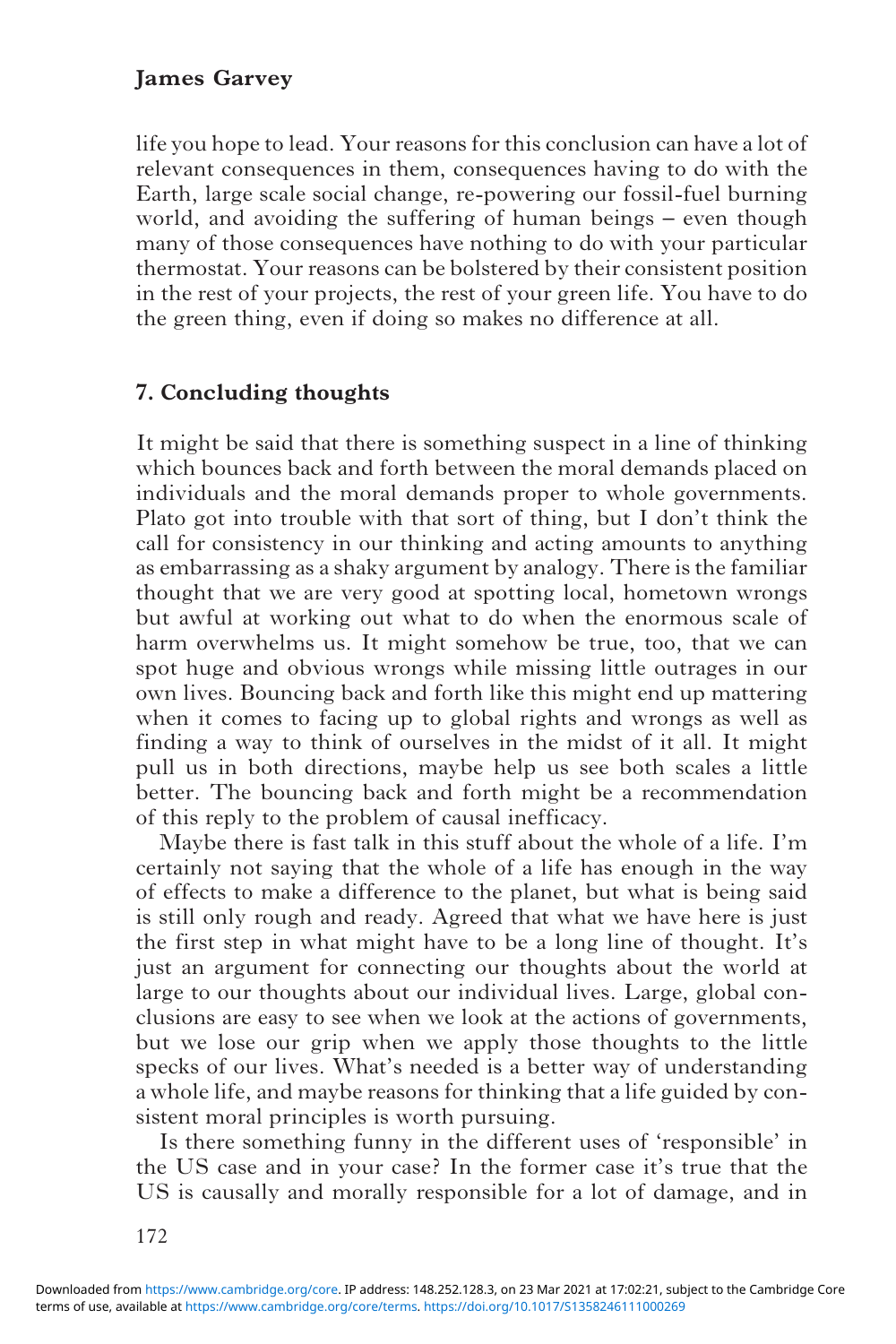life you hope to lead. Your reasons for this conclusion can have a lot of relevant consequences in them, consequences having to do with the Earth, large scale social change, re-powering our fossil-fuel burning world, and avoiding the suffering of human beings – even though many of those consequences have nothing to do with your particular thermostat. Your reasons can be bolstered by their consistent position in the rest of your projects, the rest of your green life. You have to do the green thing, even if doing so makes no difference at all.

## 7. Concluding thoughts

It might be said that there is something suspect in a line of thinking which bounces back and forth between the moral demands placed on individuals and the moral demands proper to whole governments. Plato got into trouble with that sort of thing, but I don't think the call for consistency in our thinking and acting amounts to anything as embarrassing as a shaky argument by analogy. There is the familiar thought that we are very good at spotting local, hometown wrongs but awful at working out what to do when the enormous scale of harm overwhelms us. It might somehow be true, too, that we can spot huge and obvious wrongs while missing little outrages in our own lives. Bouncing back and forth like this might end up mattering when it comes to facing up to global rights and wrongs as well as finding a way to think of ourselves in the midst of it all. It might pull us in both directions, maybe help us see both scales a little better. The bouncing back and forth might be a recommendation of this reply to the problem of causal inefficacy.

Maybe there is fast talk in this stuff about the whole of a life. I'm certainly not saying that the whole of a life has enough in the way of effects to make a difference to the planet, but what is being said is still only rough and ready. Agreed that what we have here is just the first step in what might have to be a long line of thought. It's just an argument for connecting our thoughts about the world at large to our thoughts about our individual lives. Large, global conclusions are easy to see when we look at the actions of governments, but we lose our grip when we apply those thoughts to the little specks of our lives. What's needed is a better way of understanding a whole life, and maybe reasons for thinking that a life guided by consistent moral principles is worth pursuing.

Is there something funny in the different uses of 'responsible' in the US case and in your case? In the former case it's true that the US is causally and morally responsible for a lot of damage, and in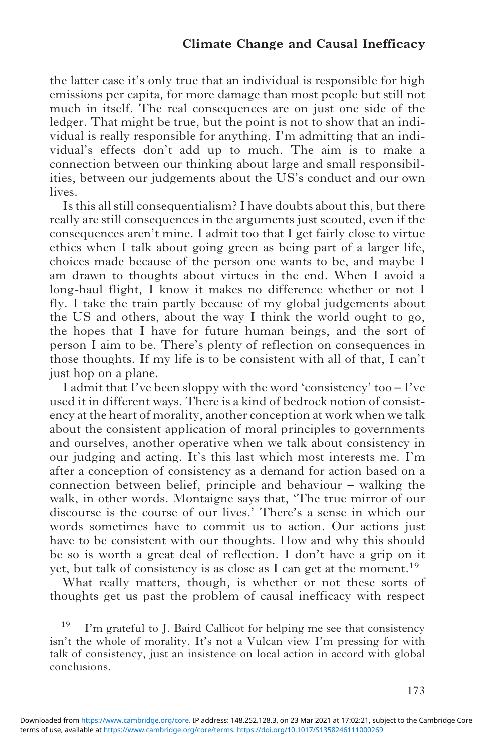the latter case it's only true that an individual is responsible for high emissions per capita, for more damage than most people but still not much in itself. The real consequences are on just one side of the ledger. That might be true, but the point is not to show that an individual is really responsible for anything. I'm admitting that an individual's effects don't add up to much. The aim is to make a connection between our thinking about large and small responsibilities, between our judgements about the US's conduct and our own lives.

Is this all still consequentialism? I have doubts about this, but there really are still consequences in the arguments just scouted, even if the consequences aren't mine. I admit too that I get fairly close to virtue ethics when I talk about going green as being part of a larger life, choices made because of the person one wants to be, and maybe I am drawn to thoughts about virtues in the end. When I avoid a long-haul flight, I know it makes no difference whether or not I fly. I take the train partly because of my global judgements about the US and others, about the way I think the world ought to go, the hopes that I have for future human beings, and the sort of person I aim to be. There's plenty of reflection on consequences in those thoughts. If my life is to be consistent with all of that, I can't just hop on a plane.

I admit that I've been sloppy with the word 'consistency' too – I've used it in different ways. There is a kind of bedrock notion of consistency at the heart of morality, another conception at work when we talk about the consistent application of moral principles to governments and ourselves, another operative when we talk about consistency in our judging and acting. It's this last which most interests me. I'm after a conception of consistency as a demand for action based on a connection between belief, principle and behaviour – walking the walk, in other words. Montaigne says that, 'The true mirror of our discourse is the course of our lives.' There's a sense in which our words sometimes have to commit us to action. Our actions just have to be consistent with our thoughts. How and why this should be so is worth a great deal of reflection. I don't have a grip on it yet, but talk of consistency is as close as I can get at the moment.[19]

What really matters, though, is whether or not these sorts of thoughts get us past the problem of causal inefficacy with respect

[19] I'm grateful to J. Baird Callicot for helping me see that consistency isn't the whole of morality. It's not a Vulcan view I'm pressing for with talk of consistency, just an insistence on local action in accord with global conclusions.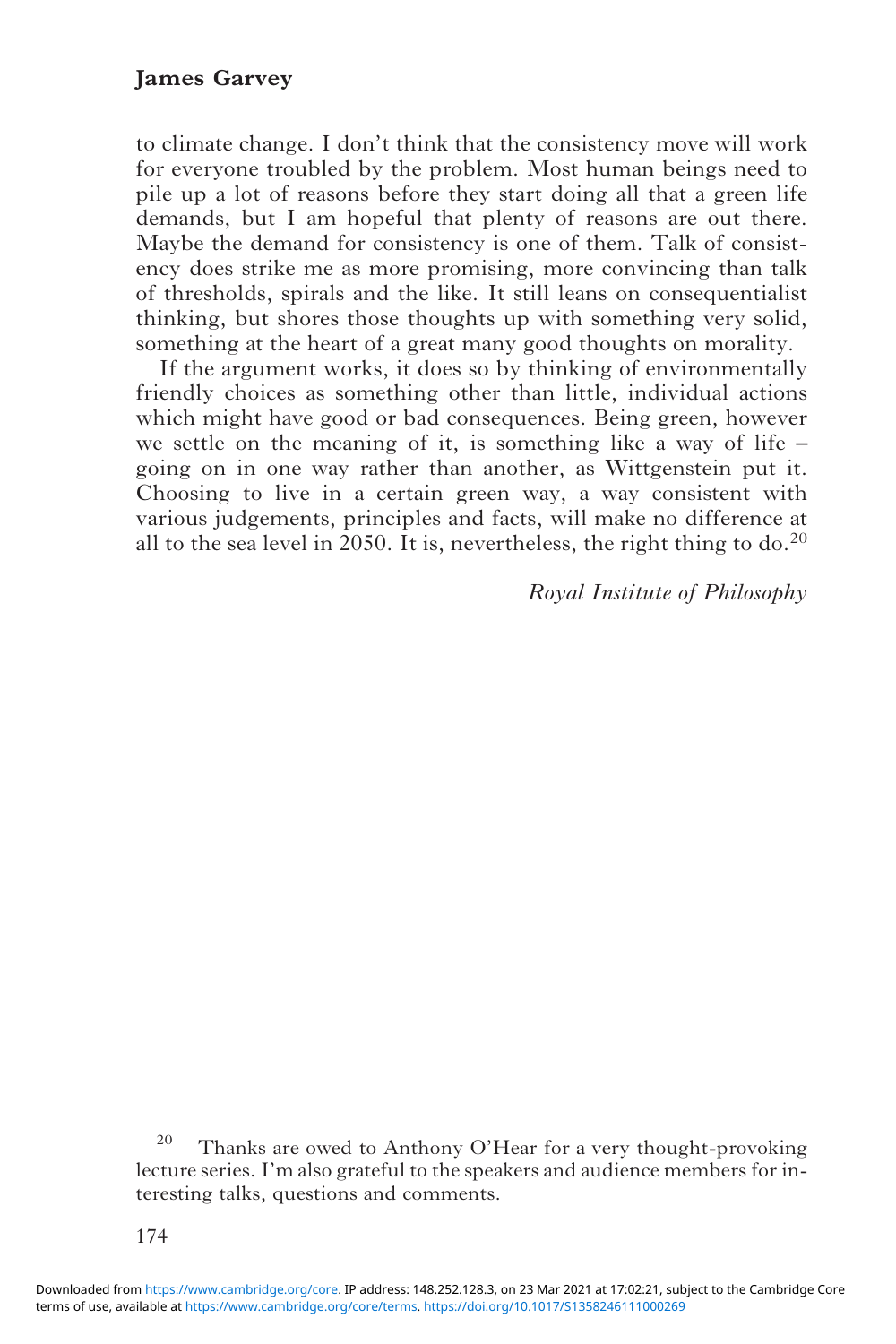to climate change. I don't think that the consistency move will work for everyone troubled by the problem. Most human beings need to pile up a lot of reasons before they start doing all that a green life demands, but I am hopeful that plenty of reasons are out there. Maybe the demand for consistency is one of them. Talk of consistency does strike me as more promising, more convincing than talk of thresholds, spirals and the like. It still leans on consequentialist thinking, but shores those thoughts up with something very solid, something at the heart of a great many good thoughts on morality.

If the argument works, it does so by thinking of environmentally friendly choices as something other than little, individual actions which might have good or bad consequences. Being green, however we settle on the meaning of it, is something like a way of life – going on in one way rather than another, as Wittgenstein put it. Choosing to live in a certain green way, a way consistent with various judgements, principles and facts, will make no difference at all to the sea level in 2050. It is, nevertheless, the right thing to do.[20]

*Royal Institute of Philosophy*

[20] Thanks are owed to Anthony O'Hear for a very thought-provoking lecture series. I'm also grateful to the speakers and audience members for interesting talks, questions and comments.